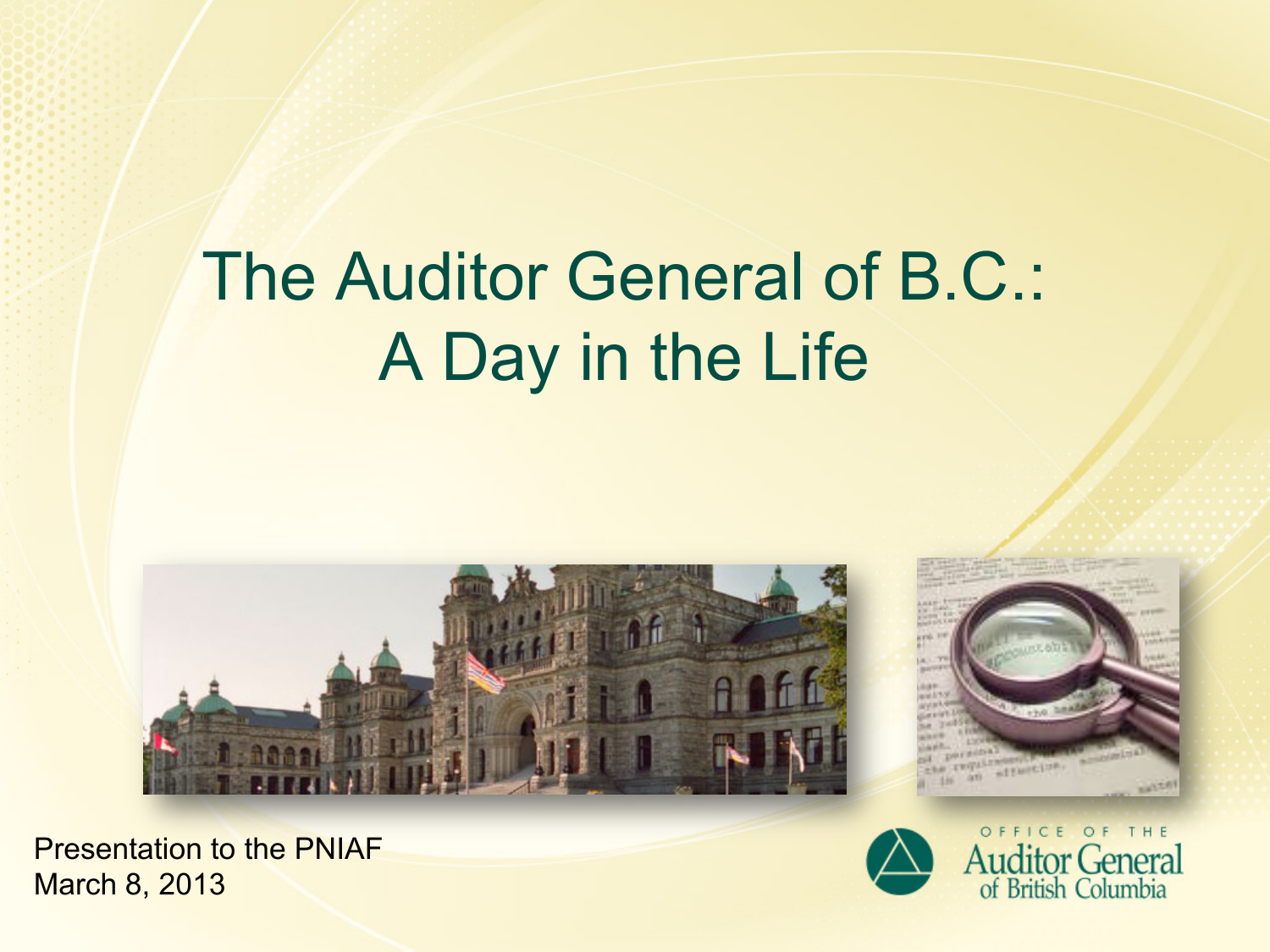# The Auditor General of B.C.: A Day in the Life

Presentation to the PNIAF
March 8, 2013

OFFICE OF THE
Auditor General
of British Columbia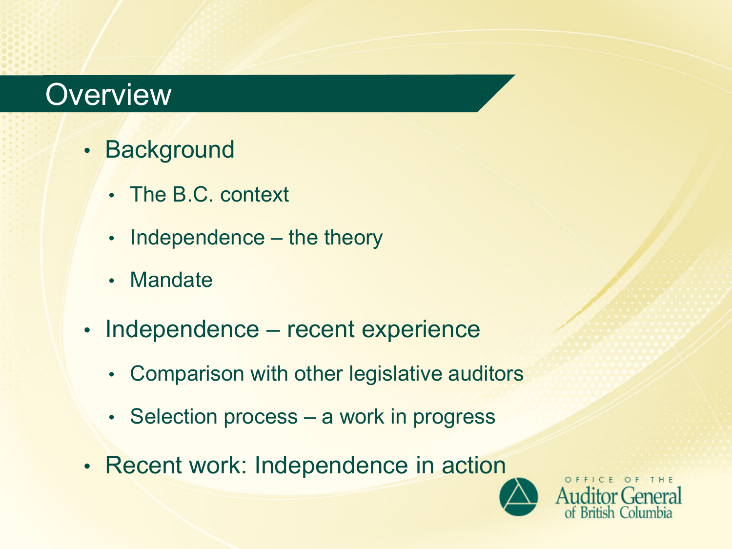# Overview

- Background
  - The B.C. context
  - Independence – the theory
  - Mandate
- Independence – recent experience
  - Comparison with other legislative auditors
  - Selection process – a work in progress
- Recent work: Independence in action

OFFICE OF THE Auditor General of British Columbia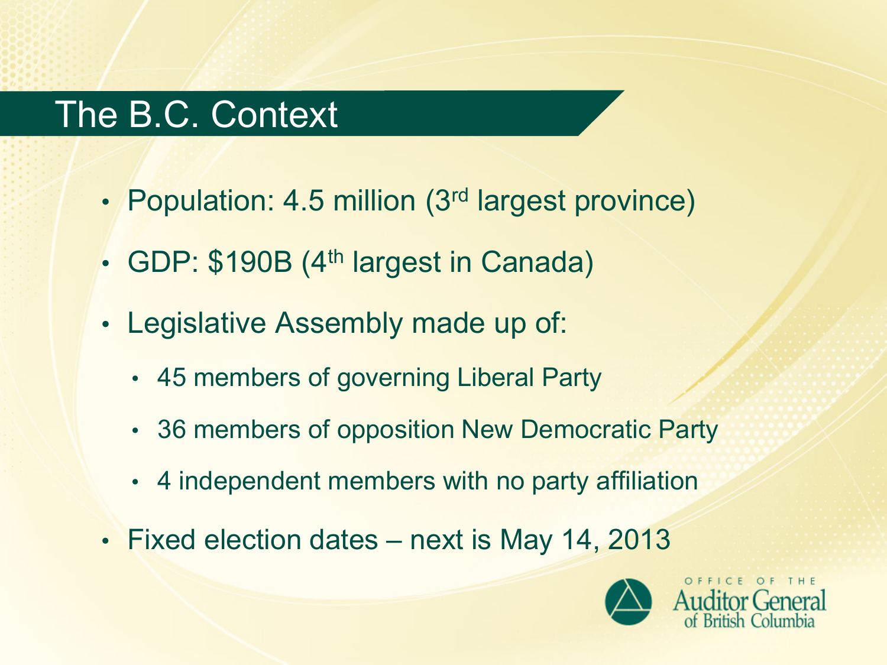# The B.C. Context

- Population: 4.5 million (3rd largest province)
- GDP: $190B (4th largest in Canada)
- Legislative Assembly made up of:
  - 45 members of governing Liberal Party
  - 36 members of opposition New Democratic Party
  - 4 independent members with no party affiliation
- Fixed election dates – next is May 14, 2013

OFFICE OF THE Auditor General of British Columbia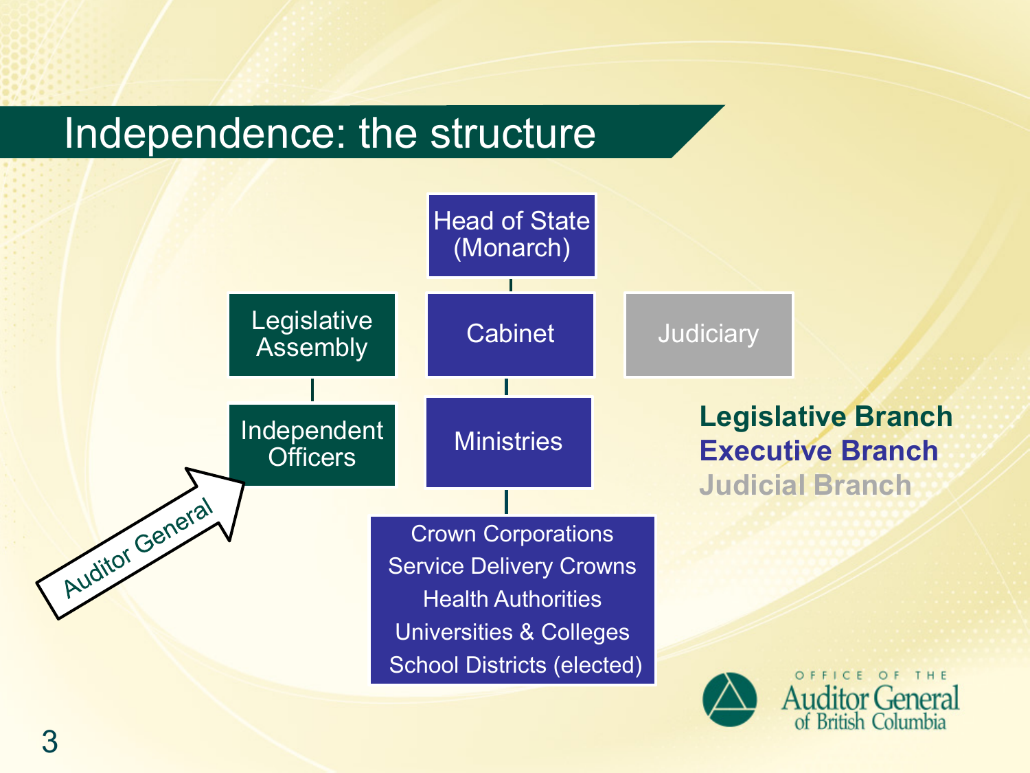# Independence: the structure

Head of State (Monarch)

Legislative Assembly

Cabinet

Judiciary

Independent Officers

Ministries

Auditor General

Crown Corporations
Service Delivery Crowns
Health Authorities
Universities & Colleges
School Districts (elected)

**Legislative Branch**
**Executive Branch**
**Judicial Branch**

OFFICE OF THE Auditor General of British Columbia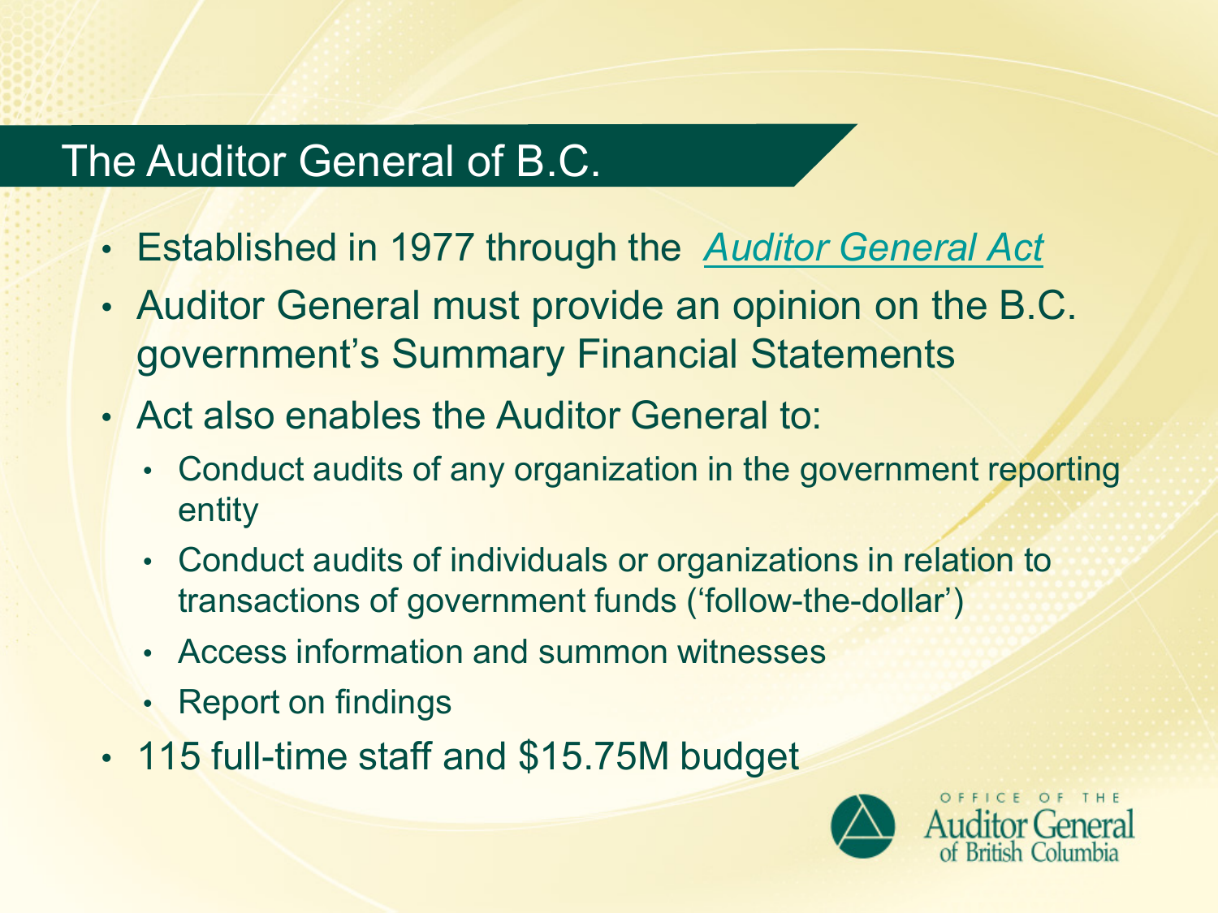# The Auditor General of B.C.

- Established in 1977 through the *Auditor General Act*
- Auditor General must provide an opinion on the B.C. government's Summary Financial Statements
- Act also enables the Auditor General to:
  - Conduct audits of any organization in the government reporting entity
  - Conduct audits of individuals or organizations in relation to transactions of government funds ('follow-the-dollar')
  - Access information and summon witnesses
  - Report on findings
- 115 full-time staff and $15.75M budget

OFFICE OF THE Auditor General of British Columbia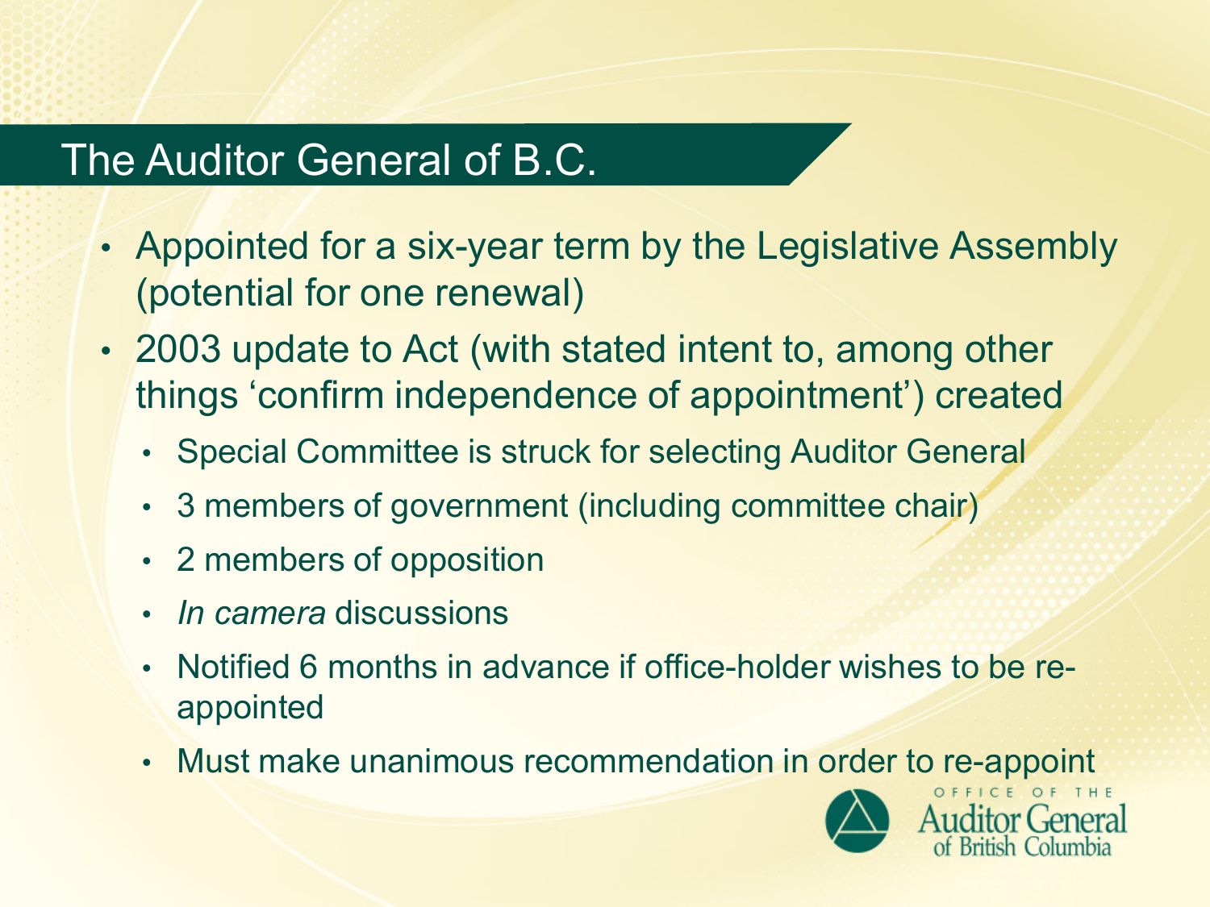# The Auditor General of B.C.

- Appointed for a six-year term by the Legislative Assembly (potential for one renewal)
- 2003 update to Act (with stated intent to, among other things 'confirm independence of appointment') created
  - Special Committee is struck for selecting Auditor General
  - 3 members of government (including committee chair)
  - 2 members of opposition
  - *In camera* discussions
  - Notified 6 months in advance if office-holder wishes to be re-appointed
  - Must make unanimous recommendation in order to re-appoint

OFFICE OF THE Auditor General of British Columbia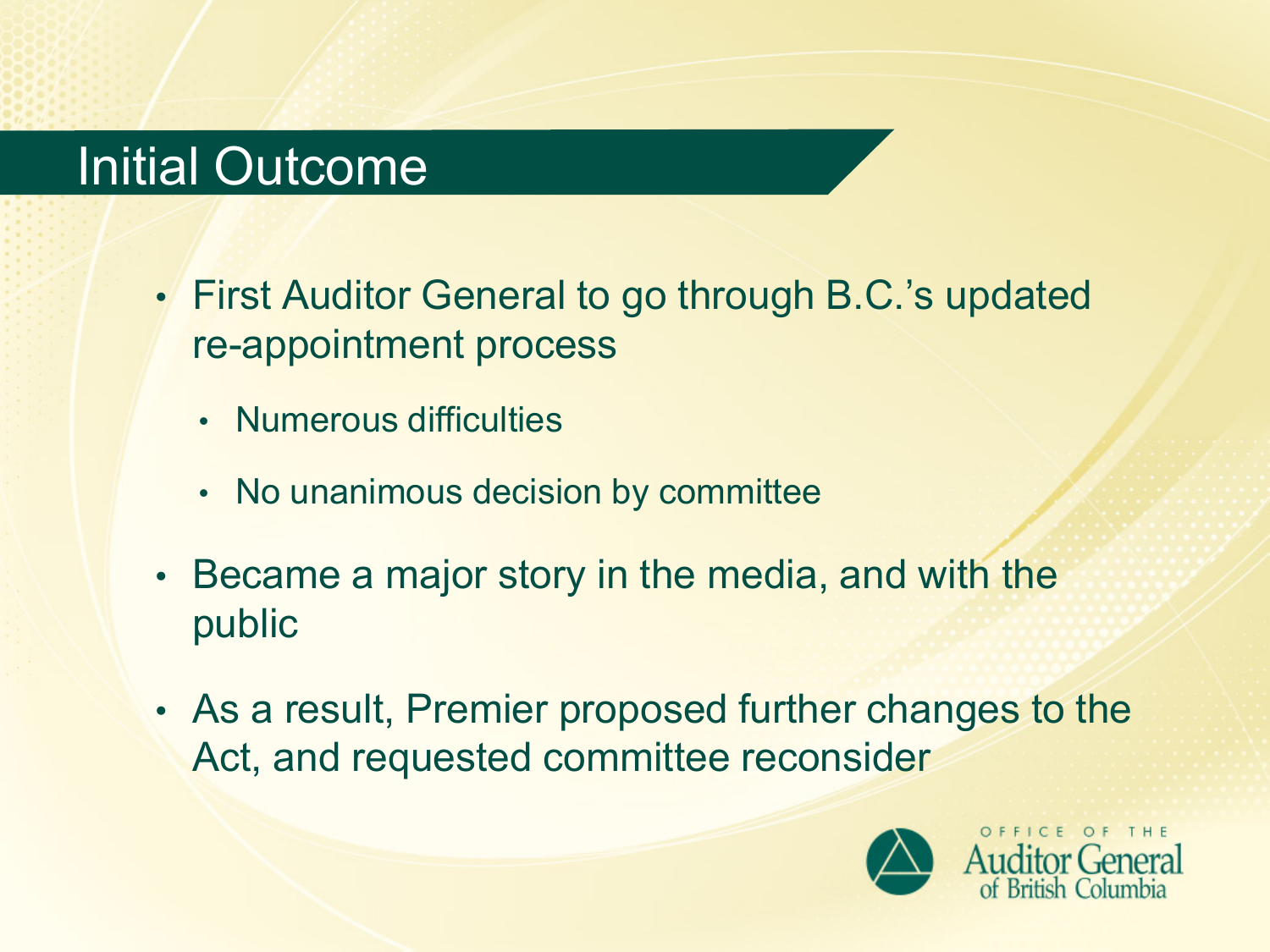# Initial Outcome

- First Auditor General to go through B.C.'s updated re-appointment process
  - Numerous difficulties
  - No unanimous decision by committee
- Became a major story in the media, and with the public
- As a result, Premier proposed further changes to the Act, and requested committee reconsider

OFFICE OF THE Auditor General of British Columbia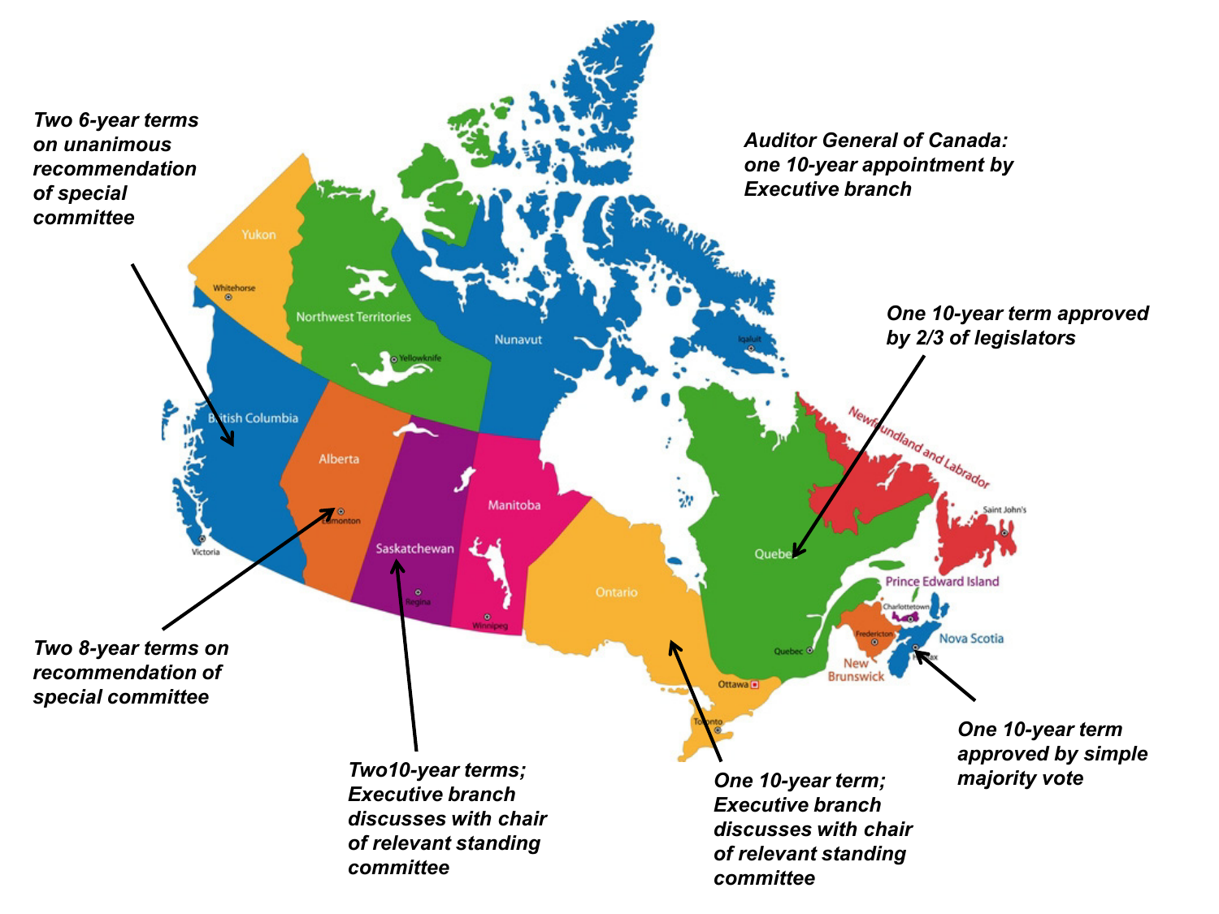Two 6-year terms on unanimous recommendation of special committee

Auditor General of Canada: one 10-year appointment by Executive branch

One 10-year term approved by 2/3 of legislators

Two 8-year terms on recommendation of special committee

Two10-year terms; Executive branch discusses with chair of relevant standing committee

One 10-year term; Executive branch discusses with chair of relevant standing committee

One 10-year term approved by simple majority vote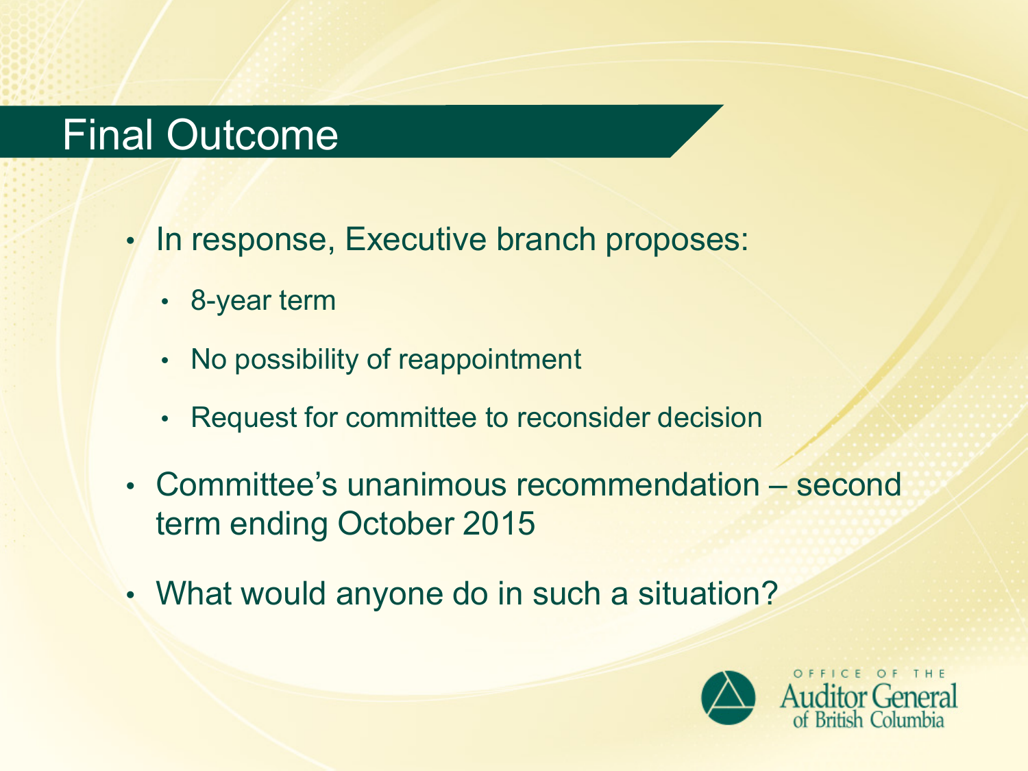# Final Outcome

- In response, Executive branch proposes:
  - 8-year term
  - No possibility of reappointment
  - Request for committee to reconsider decision
- Committee's unanimous recommendation – second term ending October 2015
- What would anyone do in such a situation?

OFFICE OF THE Auditor General of British Columbia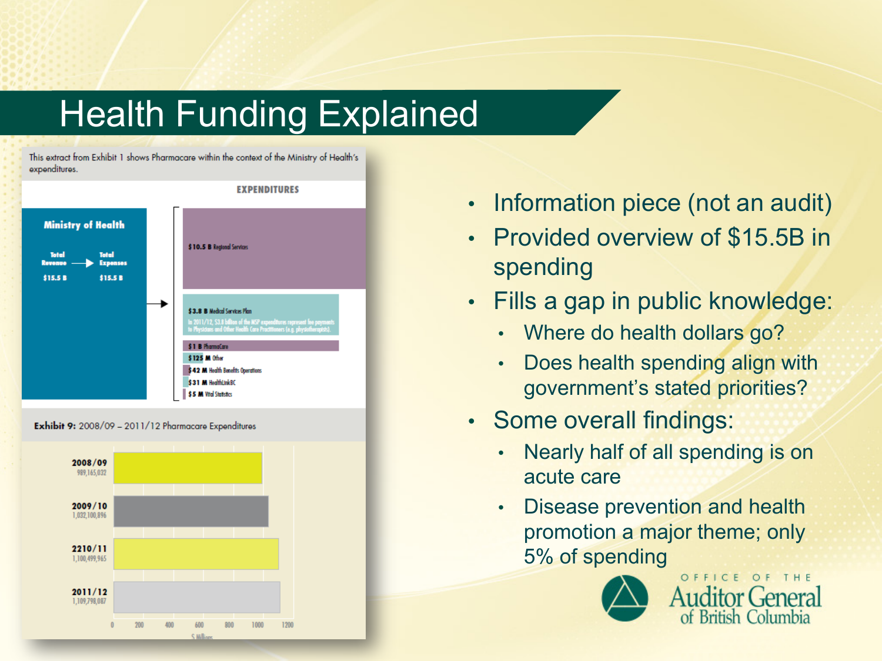# Health Funding Explained

This extract from Exhibit 1 shows Pharmacare within the context of the Ministry of Health's expenditures.

**EXPENDITURES**

**Ministry of Health**

| Total Revenue | | Total Expenses |
|---|---|---|
| $15.5 B | → | $15.5 B |

- **$10.5 B** Regional Services
- **$3.8 B** Medical Services Plan
  - In 2011/12, $3.8 billion of the MSP expenditures represent fee payments to Physicians and Other Health Care Practitioners (e.g. physiotherapists).
- **$1 B** PharmaCare
- **$125 M** Other
- **$42 M** Health Benefits Operations
- **$31 M** HealthLinkBC
- **$5 M** Vital Statistics

**Exhibit 9:** 2008/09 – 2011/12 Pharmacare Expenditures

| Year | Expenditures ($) |
|---|---|
| 2008/09 | 989,165,032 |
| 2009/10 | 1,032,100,896 |
| 2210/11 | 1,100,499,965 |
| 2011/12 | 1,109,798,087 |

$ Millions (axis: 0, 200, 400, 600, 800, 1000, 1200)

- Information piece (not an audit)
- Provided overview of $15.5B in spending
- Fills a gap in public knowledge:
  - Where do health dollars go?
  - Does health spending align with government's stated priorities?
- Some overall findings:
  - Nearly half of all spending is on acute care
  - Disease prevention and health promotion a major theme; only 5% of spending

OFFICE OF THE Auditor General of British Columbia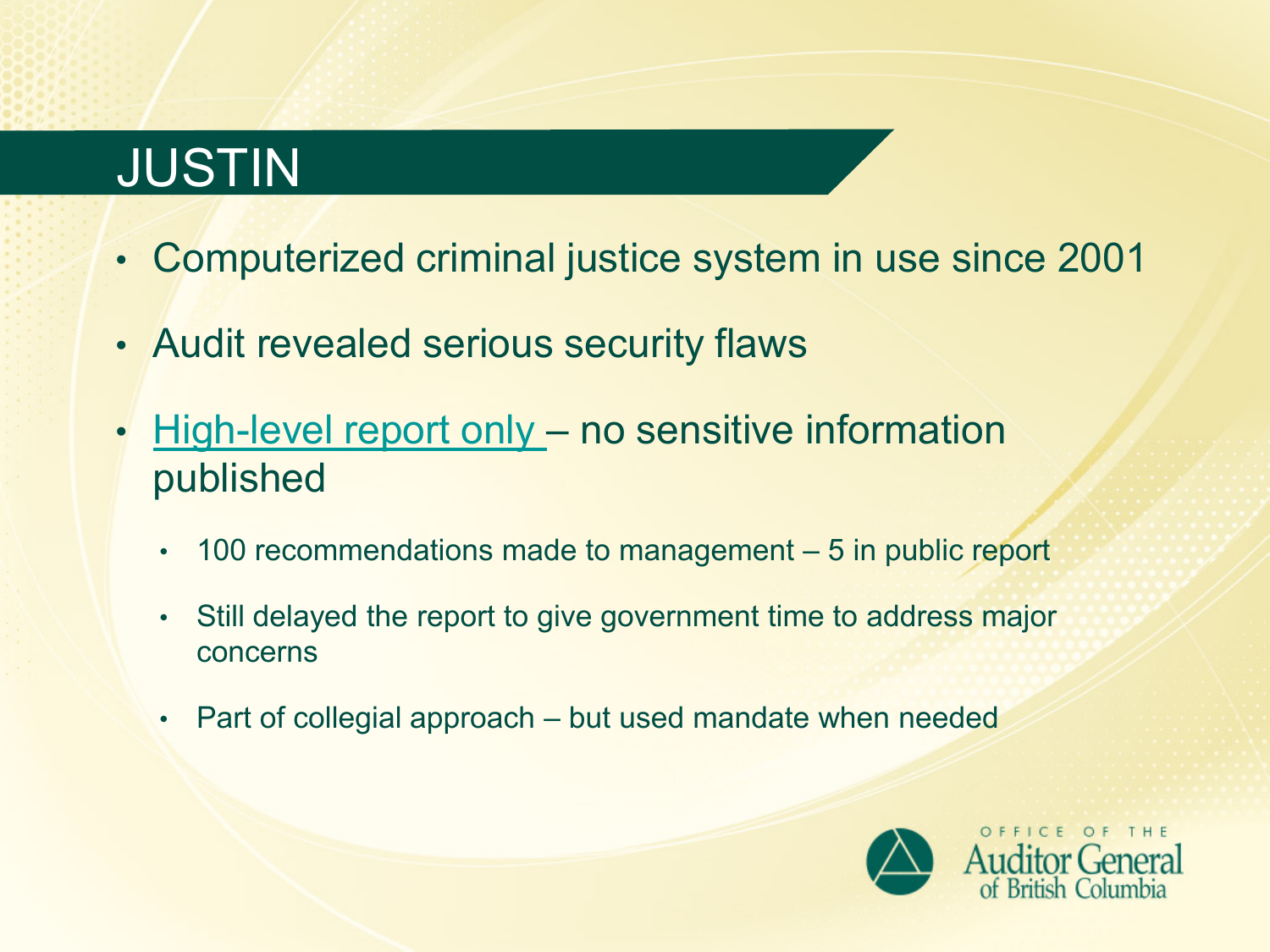# JUSTIN

- Computerized criminal justice system in use since 2001
- Audit revealed serious security flaws
- High-level report only – no sensitive information published
  - 100 recommendations made to management – 5 in public report
  - Still delayed the report to give government time to address major concerns
  - Part of collegial approach – but used mandate when needed

OFFICE OF THE Auditor General of British Columbia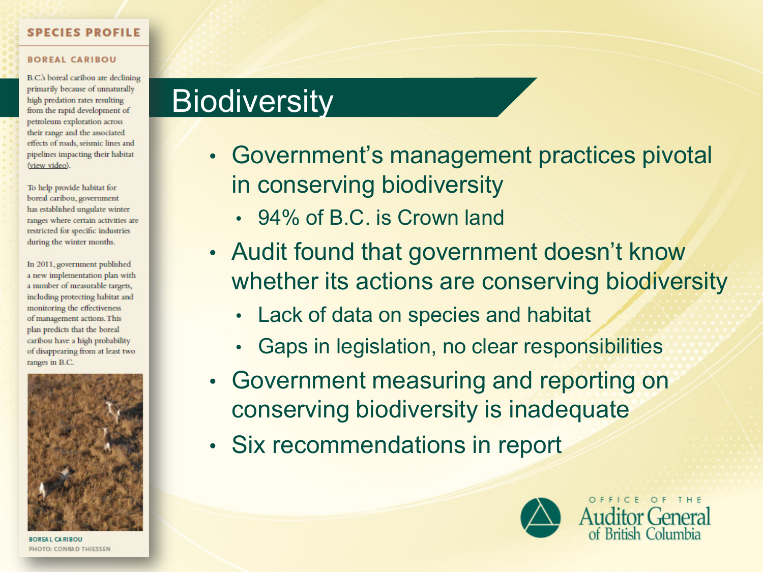# Biodiversity

- Government's management practices pivotal in conserving biodiversity
  - 94% of B.C. is Crown land
- Audit found that government doesn't know whether its actions are conserving biodiversity
  - Lack of data on species and habitat
  - Gaps in legislation, no clear responsibilities
- Government measuring and reporting on conserving biodiversity is inadequate
- Six recommendations in report

## SPECIES PROFILE

### BOREAL CARIBOU

B.C.'s boreal caribou are declining primarily because of unnaturally high predation rates resulting from the rapid development of petroleum exploration across their range and the associated effects of roads, seismic lines and pipelines impacting their habitat (view video).

To help provide habitat for boreal caribou, government has established ungulate winter ranges where certain activities are restricted for specific industries during the winter months.

In 2011, government published a new implementation plan with a number of measurable targets, including protecting habitat and monitoring the effectiveness of management actions. This plan predicts that the boreal caribou have a high probability of disappearing from at least two ranges in B.C.

BOREAL CARIBOU
PHOTO: CONRAD THIESSEN

OFFICE OF THE Auditor General of British Columbia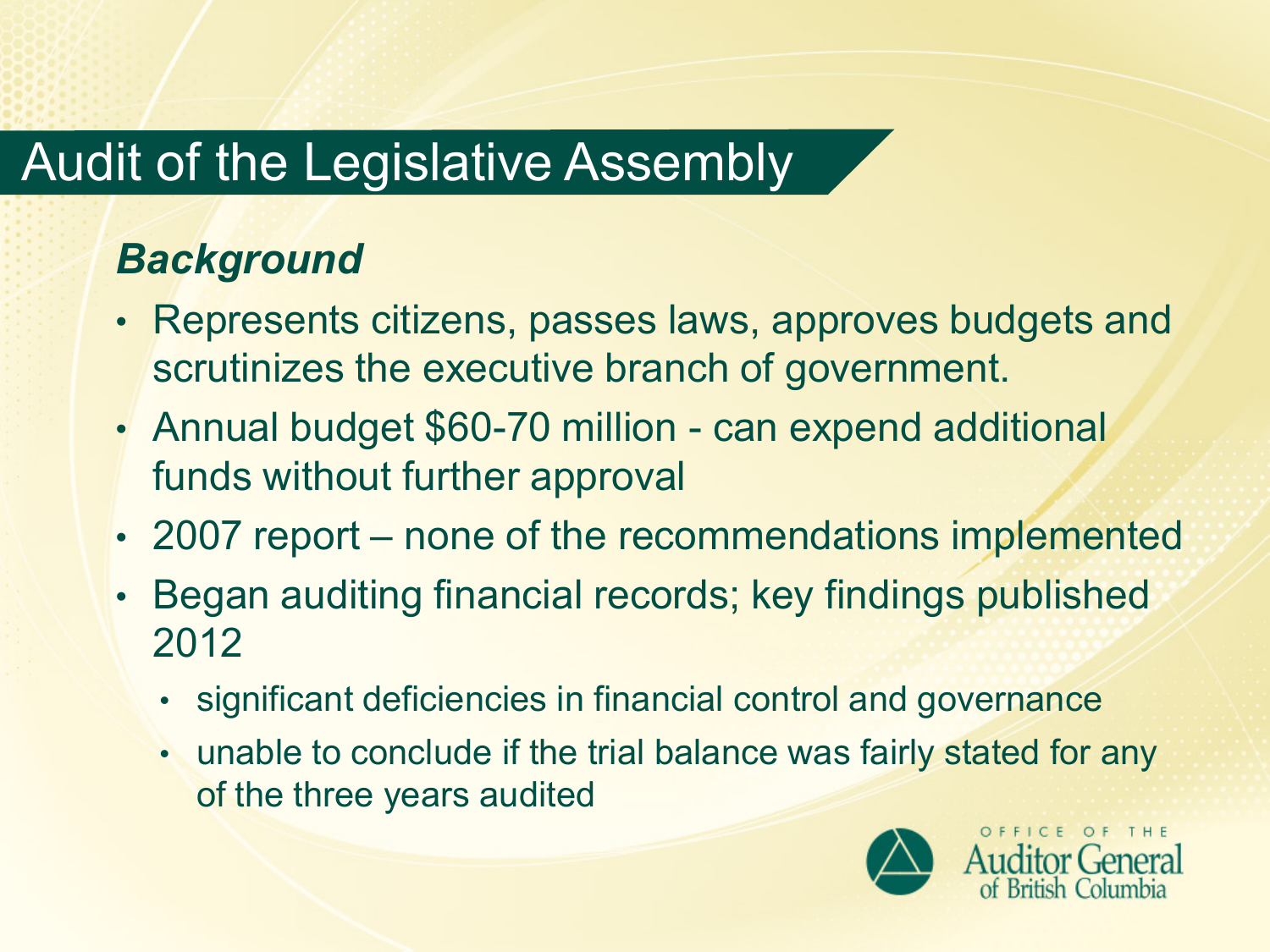# Audit of the Legislative Assembly

### *Background*

- Represents citizens, passes laws, approves budgets and scrutinizes the executive branch of government.
- Annual budget $60-70 million - can expend additional funds without further approval
- 2007 report – none of the recommendations implemented
- Began auditing financial records; key findings published 2012
  - significant deficiencies in financial control and governance
  - unable to conclude if the trial balance was fairly stated for any of the three years audited

OFFICE OF THE Auditor General of British Columbia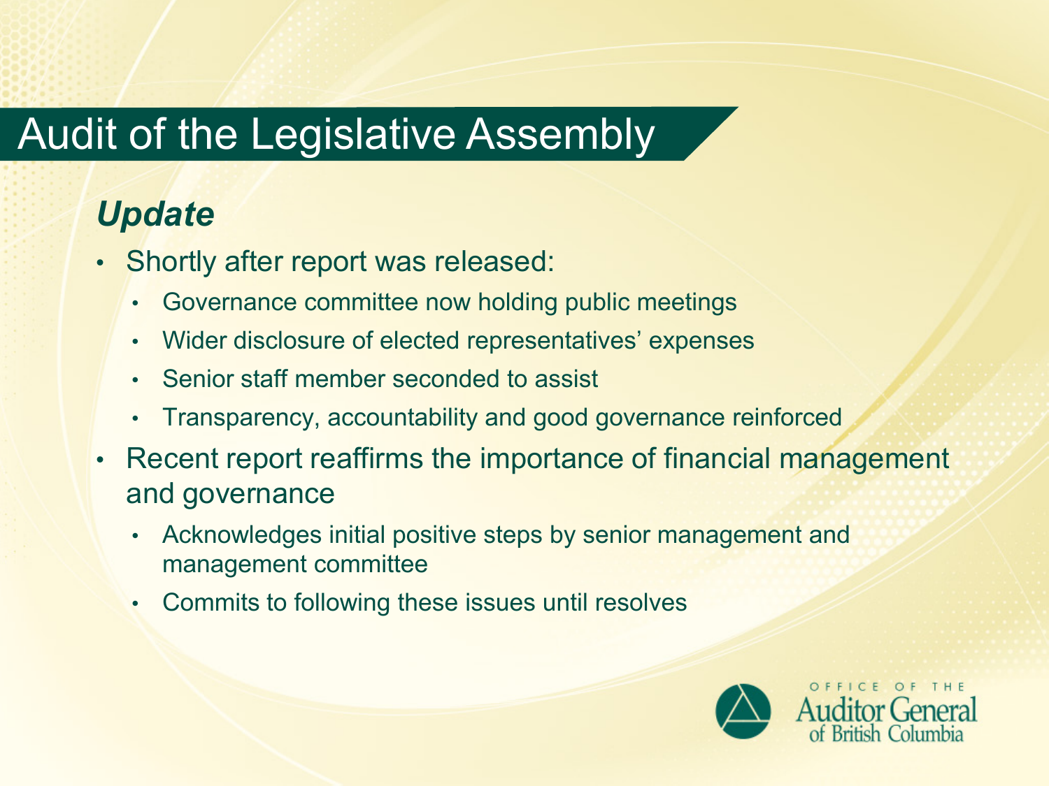# Audit of the Legislative Assembly

## *Update*

- Shortly after report was released:
  - Governance committee now holding public meetings
  - Wider disclosure of elected representatives' expenses
  - Senior staff member seconded to assist
  - Transparency, accountability and good governance reinforced
- Recent report reaffirms the importance of financial management and governance
  - Acknowledges initial positive steps by senior management and management committee
  - Commits to following these issues until resolves

OFFICE OF THE Auditor General of British Columbia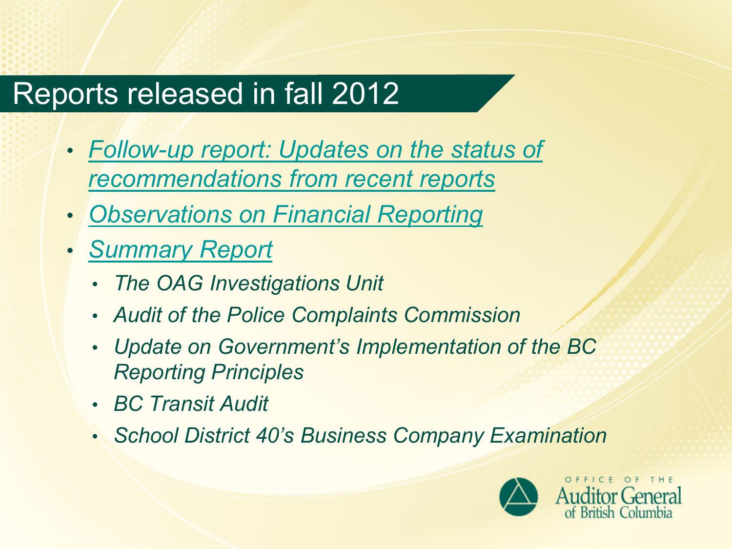# Reports released in fall 2012

- *Follow-up report: Updates on the status of recommendations from recent reports*
- *Observations on Financial Reporting*
- *Summary Report*
  - *The OAG Investigations Unit*
  - *Audit of the Police Complaints Commission*
  - *Update on Government's Implementation of the BC Reporting Principles*
  - *BC Transit Audit*
  - *School District 40's Business Company Examination*

OFFICE OF THE Auditor General of British Columbia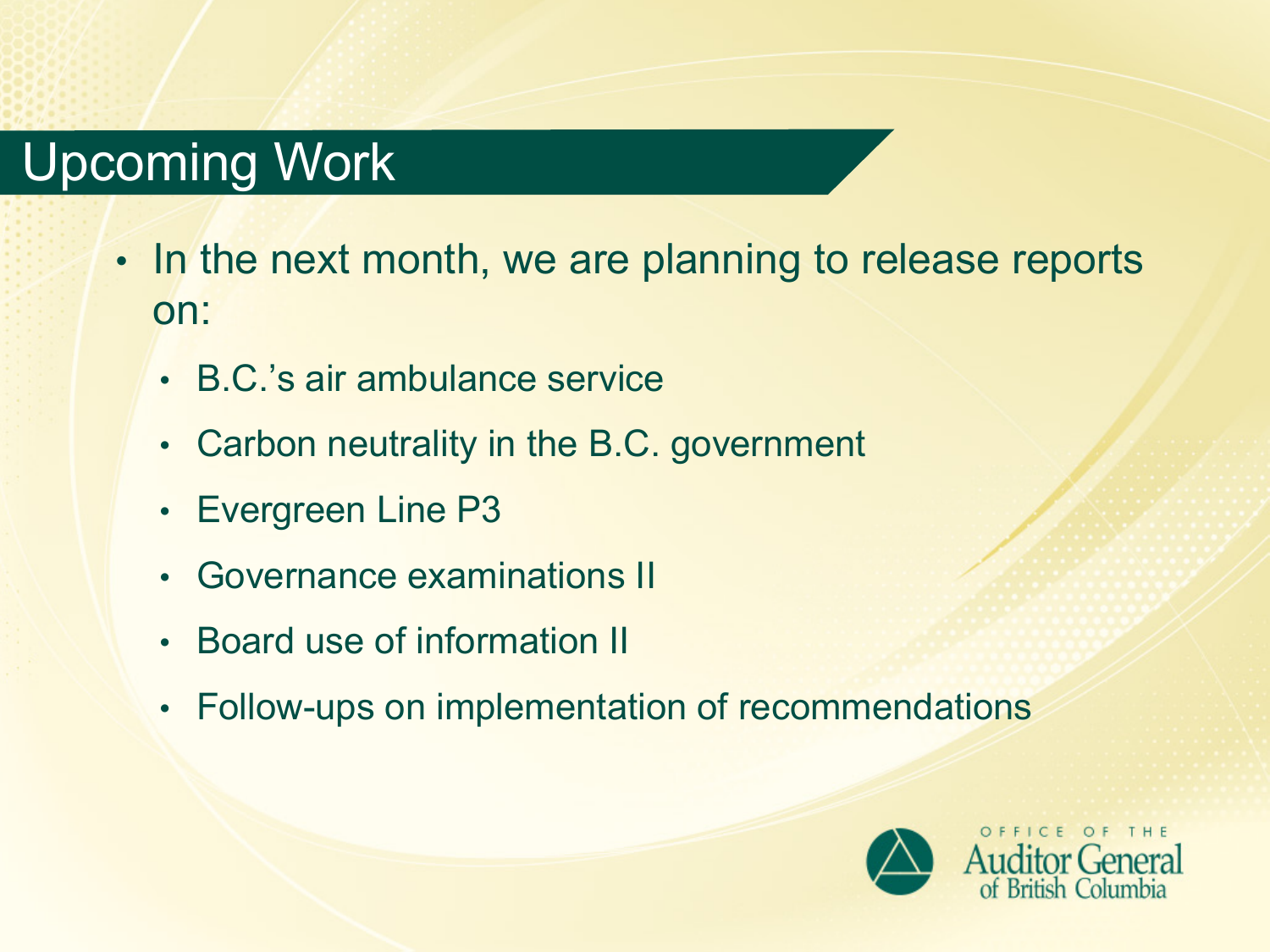# Upcoming Work

- In the next month, we are planning to release reports on:
  - B.C.'s air ambulance service
  - Carbon neutrality in the B.C. government
  - Evergreen Line P3
  - Governance examinations II
  - Board use of information II
  - Follow-ups on implementation of recommendations

OFFICE OF THE Auditor General of British Columbia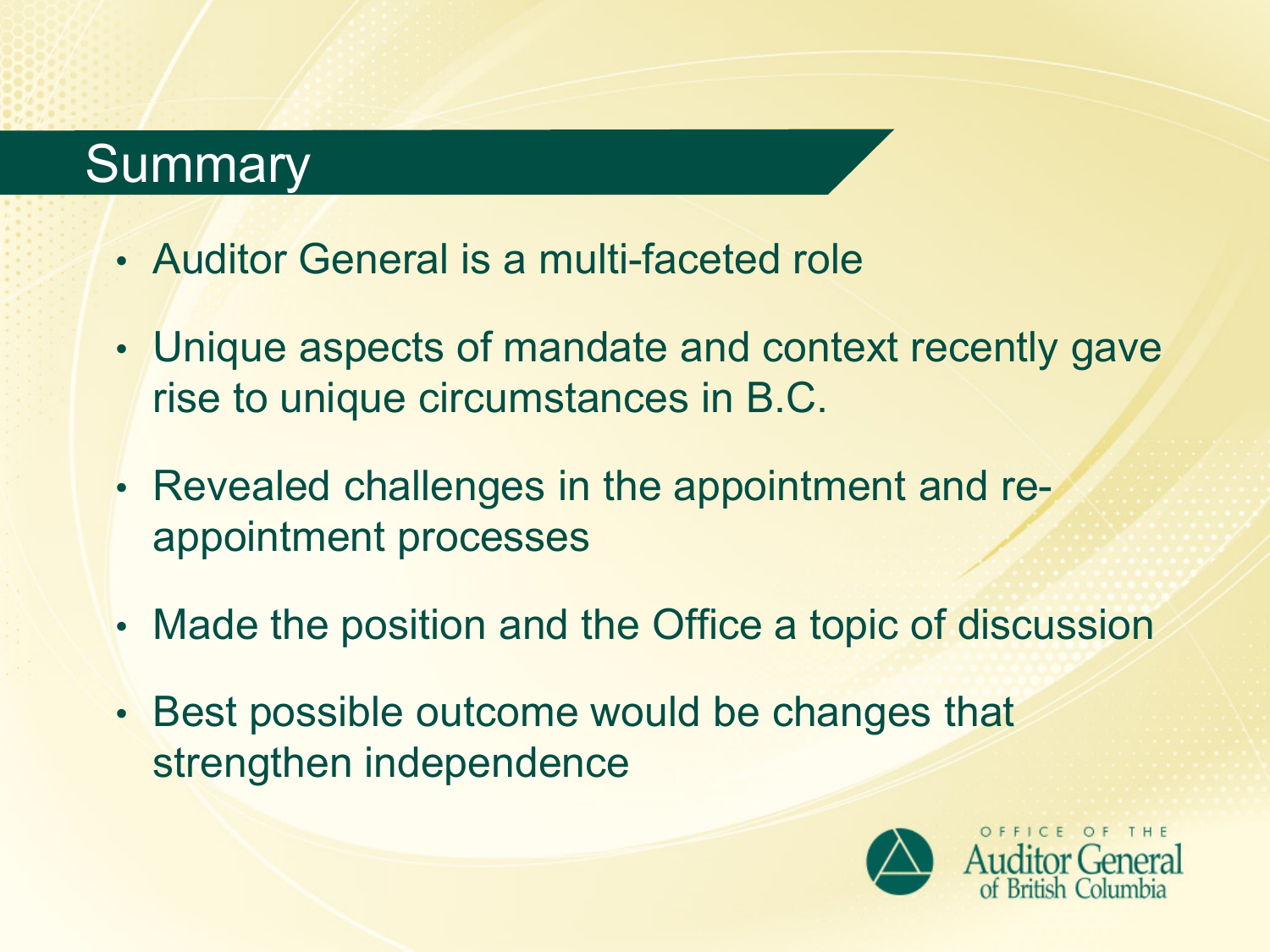# Summary

- Auditor General is a multi-faceted role
- Unique aspects of mandate and context recently gave rise to unique circumstances in B.C.
- Revealed challenges in the appointment and re-appointment processes
- Made the position and the Office a topic of discussion
- Best possible outcome would be changes that strengthen independence

OFFICE OF THE Auditor General of British Columbia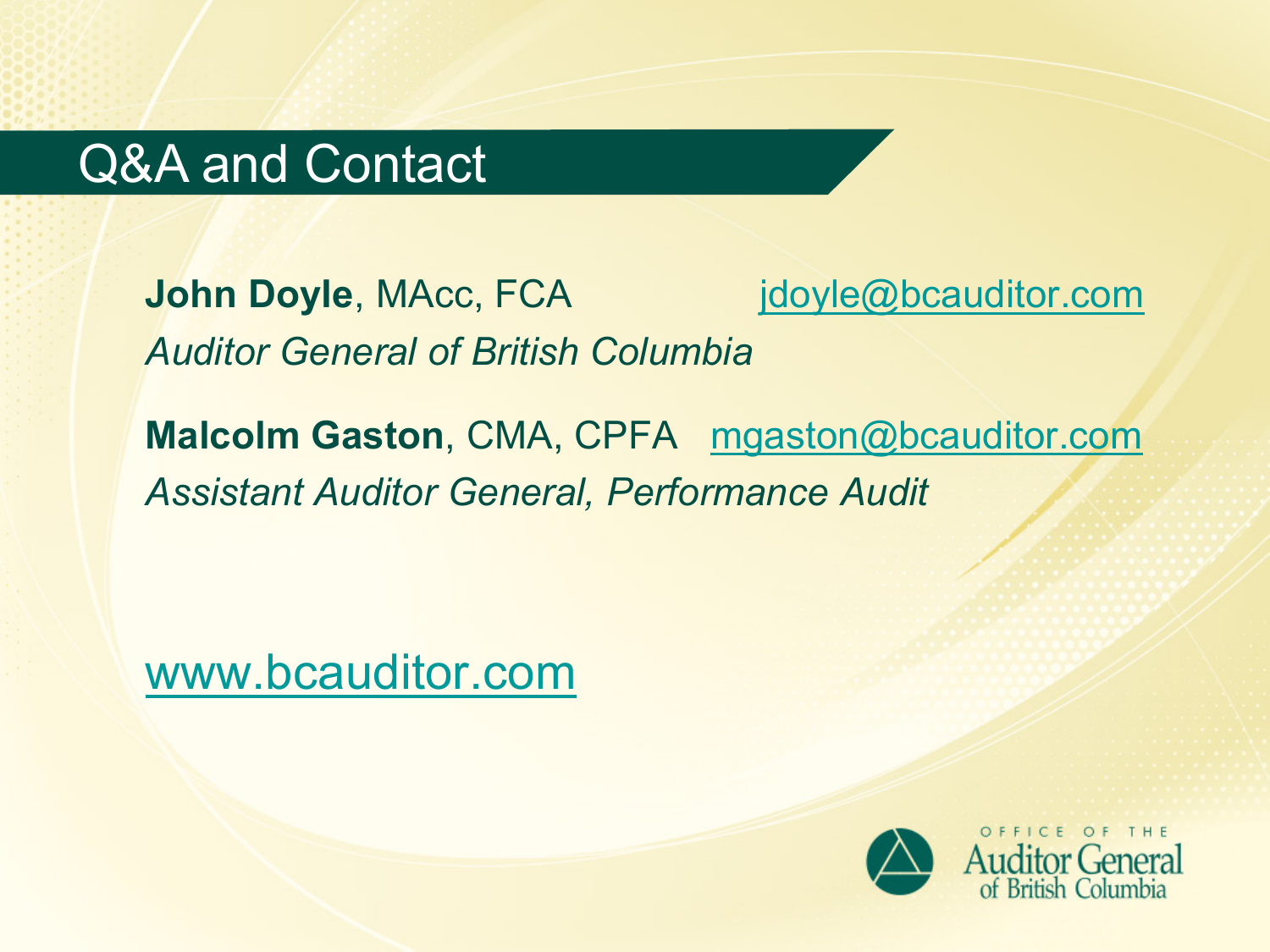# Q&A and Contact

**John Doyle**, MAcc, FCA jdoyle@bcauditor.com

*Auditor General of British Columbia*

**Malcolm Gaston**, CMA, CPFA mgaston@bcauditor.com

*Assistant Auditor General, Performance Audit*

www.bcauditor.com

OFFICE OF THE Auditor General of British Columbia